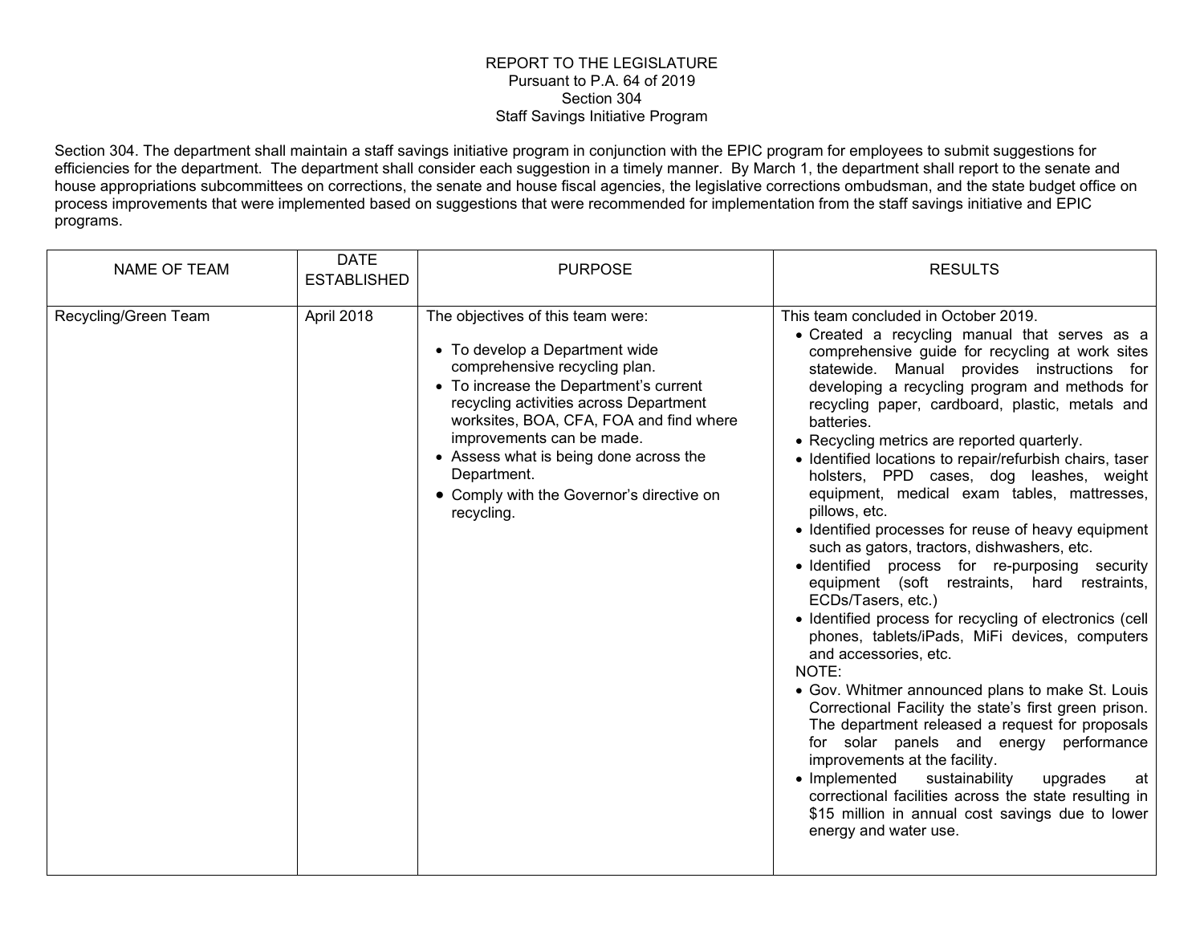REPORT TO THE LEGISLATURE
Pursuant to P.A. 64 of 2019
Section 304
Staff Savings Initiative Program

Section 304. The department shall maintain a staff savings initiative program in conjunction with the EPIC program for employees to submit suggestions for efficiencies for the department. The department shall consider each suggestion in a timely manner. By March 1, the department shall report to the senate and house appropriations subcommittees on corrections, the senate and house fiscal agencies, the legislative corrections ombudsman, and the state budget office on process improvements that were implemented based on suggestions that were recommended for implementation from the staff savings initiative and EPIC programs.

| NAME OF TEAM | DATE ESTABLISHED | PURPOSE | RESULTS |
|---|---|---|---|
| Recycling/Green Team | April 2018 | The objectives of this team were:<br>• To develop a Department wide comprehensive recycling plan.<br>• To increase the Department's current recycling activities across Department worksites, BOA, CFA, FOA and find where improvements can be made.<br>• Assess what is being done across the Department.<br>• Comply with the Governor's directive on recycling. | This team concluded in October 2019.<br>• Created a recycling manual that serves as a comprehensive guide for recycling at work sites statewide. Manual provides instructions for developing a recycling program and methods for recycling paper, cardboard, plastic, metals and batteries.<br>• Recycling metrics are reported quarterly.<br>• Identified locations to repair/refurbish chairs, taser holsters, PPD cases, dog leashes, weight equipment, medical exam tables, mattresses, pillows, etc.<br>• Identified processes for reuse of heavy equipment such as gators, tractors, dishwashers, etc.<br>• Identified process for re-purposing security equipment (soft restraints, hard restraints, ECDs/Tasers, etc.)<br>• Identified process for recycling of electronics (cell phones, tablets/iPads, MiFi devices, computers and accessories, etc.<br>NOTE:<br>• Gov. Whitmer announced plans to make St. Louis Correctional Facility the state's first green prison. The department released a request for proposals for solar panels and energy performance improvements at the facility.<br>• Implemented sustainability upgrades at correctional facilities across the state resulting in \$15 million in annual cost savings due to lower energy and water use. |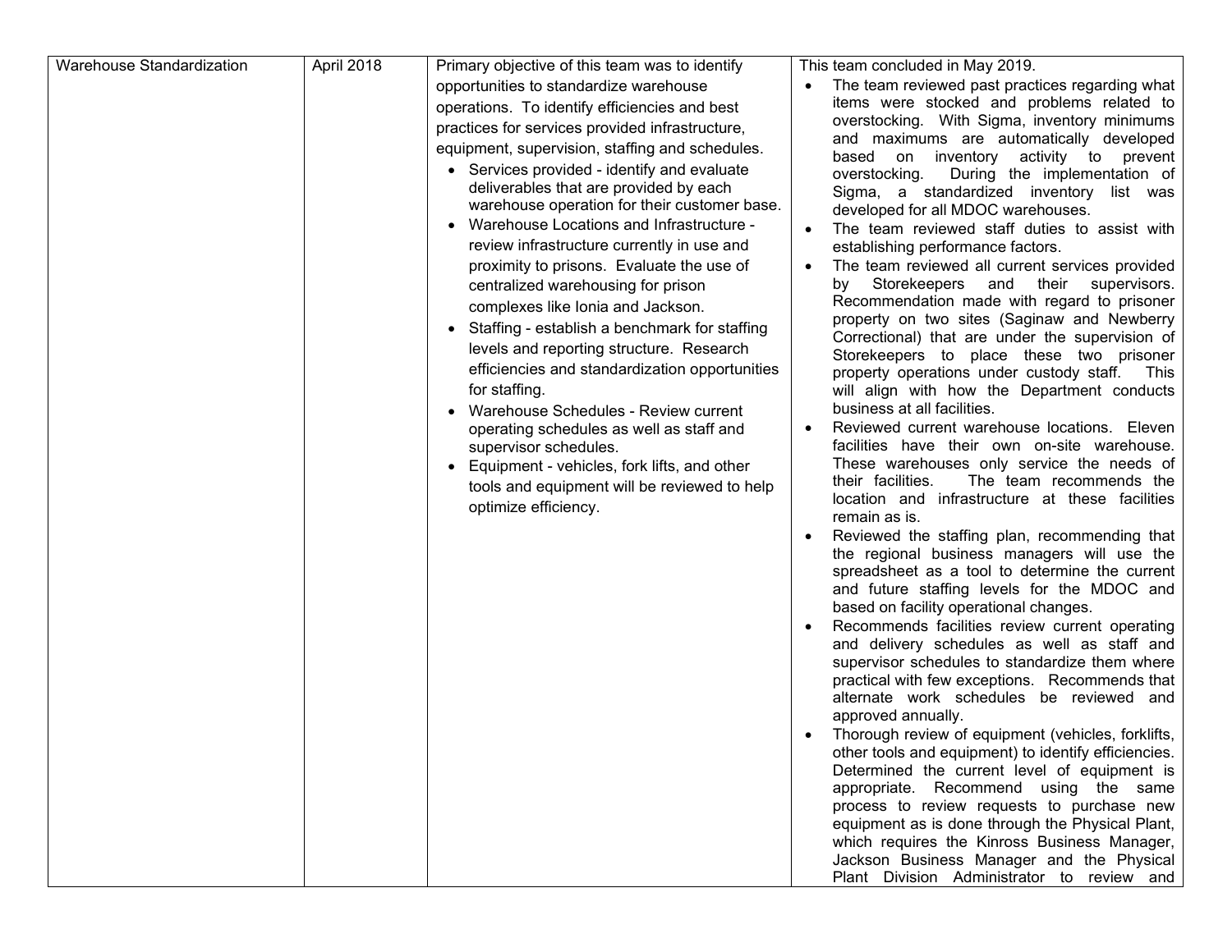| Warehouse Standardization | April 2018 | Primary objective of this team was to identify opportunities to standardize warehouse operations. To identify efficiencies and best practices for services provided infrastructure, equipment, supervision, staffing and schedules.<br>• Services provided - identify and evaluate deliverables that are provided by each warehouse operation for their customer base.<br>• Warehouse Locations and Infrastructure - review infrastructure currently in use and proximity to prisons. Evaluate the use of centralized warehousing for prison complexes like Ionia and Jackson.<br>• Staffing - establish a benchmark for staffing levels and reporting structure. Research efficiencies and standardization opportunities for staffing.<br>• Warehouse Schedules - Review current operating schedules as well as staff and supervisor schedules.<br>• Equipment - vehicles, fork lifts, and other tools and equipment will be reviewed to help optimize efficiency. | This team concluded in May 2019.<br>• The team reviewed past practices regarding what items were stocked and problems related to overstocking. With Sigma, inventory minimums and maximums are automatically developed based on inventory activity to prevent overstocking. During the implementation of Sigma, a standardized inventory list was developed for all MDOC warehouses.<br>• The team reviewed staff duties to assist with establishing performance factors.<br>• The team reviewed all current services provided by Storekeepers and their supervisors. Recommendation made with regard to prisoner property on two sites (Saginaw and Newberry Correctional) that are under the supervision of Storekeepers to place these two prisoner property operations under custody staff. This will align with how the Department conducts business at all facilities.<br>• Reviewed current warehouse locations. Eleven facilities have their own on-site warehouse. These warehouses only service the needs of their facilities. The team recommends the location and infrastructure at these facilities remain as is.<br>• Reviewed the staffing plan, recommending that the regional business managers will use the spreadsheet as a tool to determine the current and future staffing levels for the MDOC and based on facility operational changes.<br>• Recommends facilities review current operating and delivery schedules as well as staff and supervisor schedules to standardize them where practical with few exceptions. Recommends that alternate work schedules be reviewed and approved annually.<br>• Thorough review of equipment (vehicles, forklifts, other tools and equipment) to identify efficiencies. Determined the current level of equipment is appropriate. Recommend using the same process to review requests to purchase new equipment as is done through the Physical Plant, which requires the Kinross Business Manager, Jackson Business Manager and the Physical Plant Division Administrator to review and |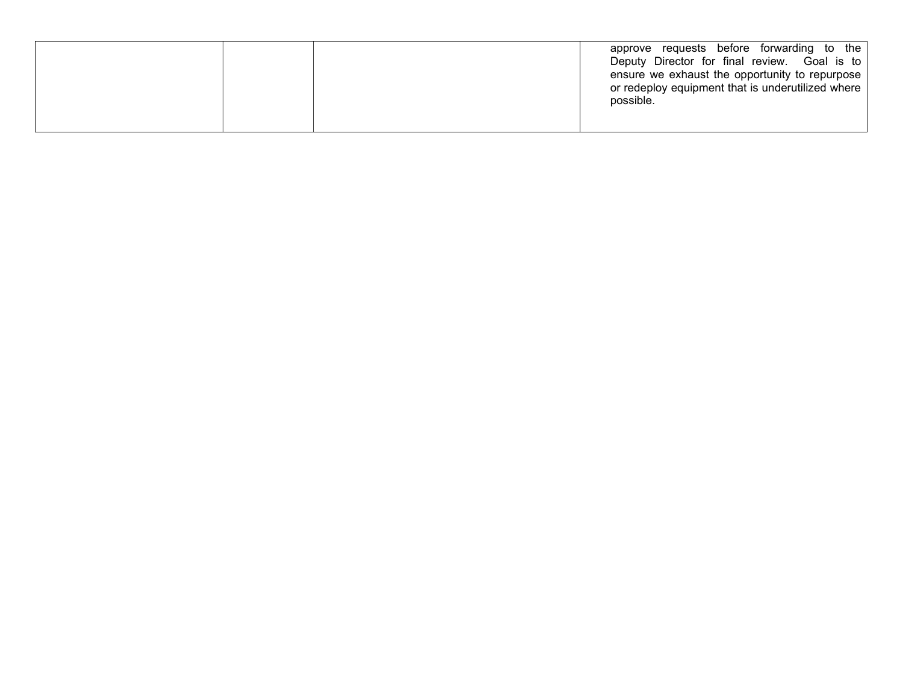| | | | |
|---|---|---|---|
| | | | approve requests before forwarding to the Deputy Director for final review. Goal is to ensure we exhaust the opportunity to repurpose or redeploy equipment that is underutilized where possible. |